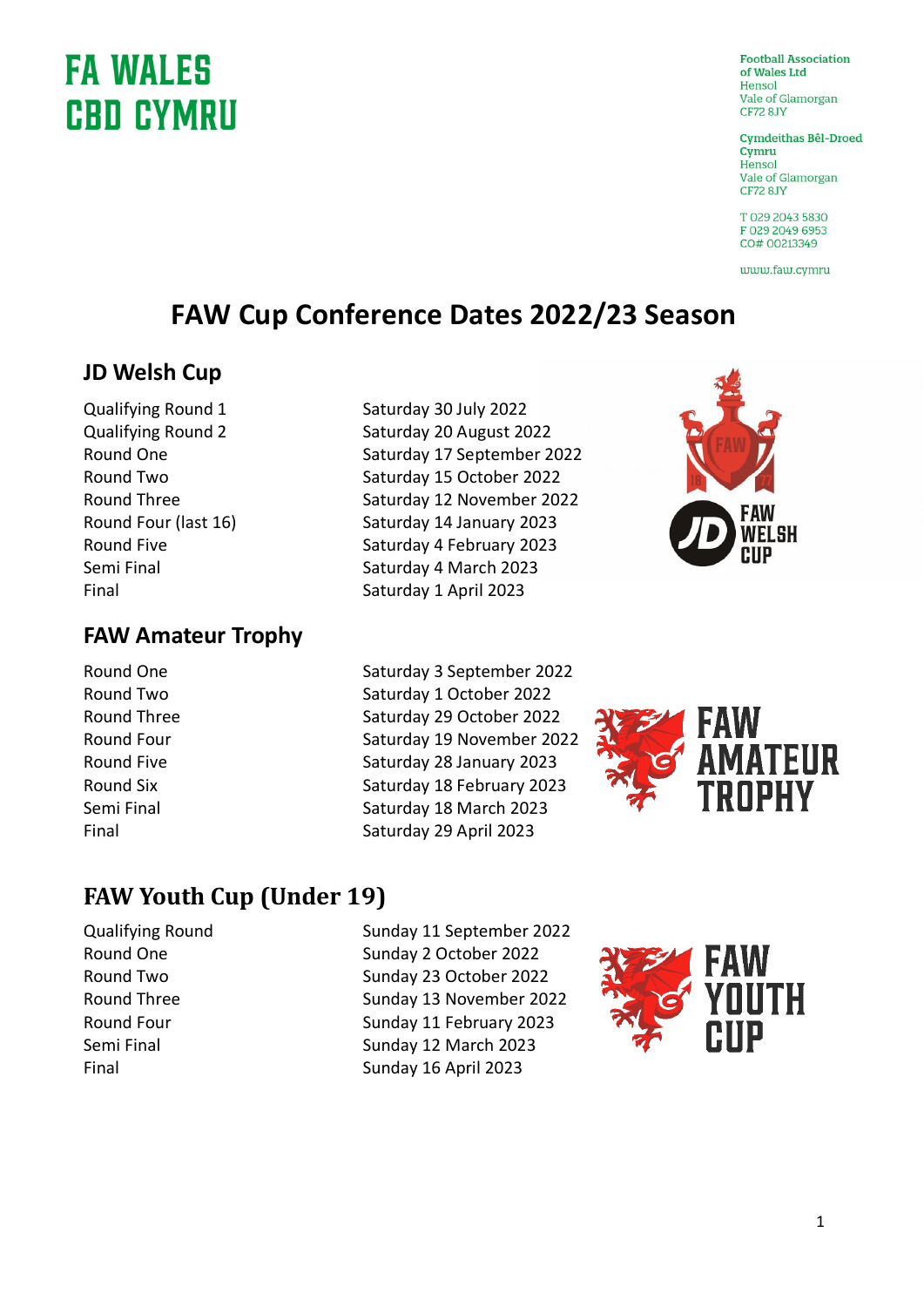# FA WALES
# CBD CYMRU

**Football Association of Wales Ltd**
Hensol
Vale of Glamorgan
CF72 8JY

**Cymdeithas Bêl-Droed Cymru**
Hensol
Vale of Glamorgan
CF72 8JY

T 029 2043 5830
F 029 2049 6953
CO# 00213349

www.faw.cymru

# FAW Cup Conference Dates 2022/23 Season

## JD Welsh Cup

| | |
|---|---|
| Qualifying Round 1 | Saturday 30 July 2022 |
| Qualifying Round 2 | Saturday 20 August 2022 |
| Round One | Saturday 17 September 2022 |
| Round Two | Saturday 15 October 2022 |
| Round Three | Saturday 12 November 2022 |
| Round Four (last 16) | Saturday 14 January 2023 |
| Round Five | Saturday 4 February 2023 |
| Semi Final | Saturday 4 March 2023 |
| Final | Saturday 1 April 2023 |

## FAW Amateur Trophy

| | |
|---|---|
| Round One | Saturday 3 September 2022 |
| Round Two | Saturday 1 October 2022 |
| Round Three | Saturday 29 October 2022 |
| Round Four | Saturday 19 November 2022 |
| Round Five | Saturday 28 January 2023 |
| Round Six | Saturday 18 February 2023 |
| Semi Final | Saturday 18 March 2023 |
| Final | Saturday 29 April 2023 |

## FAW Youth Cup (Under 19)

| | |
|---|---|
| Qualifying Round | Sunday 11 September 2022 |
| Round One | Sunday 2 October 2022 |
| Round Two | Sunday 23 October 2022 |
| Round Three | Sunday 13 November 2022 |
| Round Four | Sunday 11 February 2023 |
| Semi Final | Sunday 12 March 2023 |
| Final | Sunday 16 April 2023 |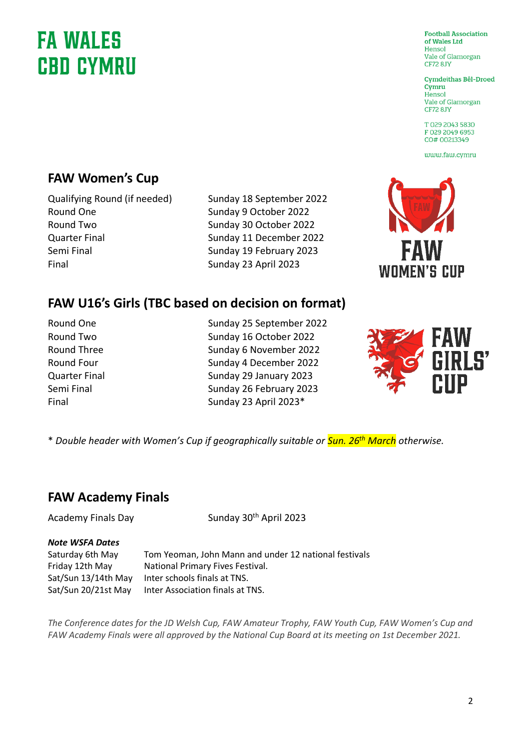FA WALES
CBD CYMRU

Football Association of Wales Ltd
Hensol
Vale of Glamorgan
CF72 8JY

Cymdeithas Bêl-Droed Cymru
Hensol
Vale of Glamorgan
CF72 8JY

T 029 2043 5830
F 029 2049 6953
CO# 00213349

www.faw.cymru

## FAW Women's Cup

| | |
|---|---|
| Qualifying Round (if needed) | Sunday 18 September 2022 |
| Round One | Sunday 9 October 2022 |
| Round Two | Sunday 30 October 2022 |
| Quarter Final | Sunday 11 December 2022 |
| Semi Final | Sunday 19 February 2023 |
| Final | Sunday 23 April 2023 |

## FAW U16's Girls (TBC based on decision on format)

| | |
|---|---|
| Round One | Sunday 25 September 2022 |
| Round Two | Sunday 16 October 2022 |
| Round Three | Sunday 6 November 2022 |
| Round Four | Sunday 4 December 2022 |
| Quarter Final | Sunday 29 January 2023 |
| Semi Final | Sunday 26 February 2023 |
| Final | Sunday 23 April 2023* |

*\* Double header with Women's Cup if geographically suitable or Sun. 26th March otherwise.*

## FAW Academy Finals

| | |
|---|---|
| Academy Finals Day | Sunday 30th April 2023 |

***Note WSFA Dates***

| | |
|---|---|
| Saturday 6th May | Tom Yeoman, John Mann and under 12 national festivals |
| Friday 12th May | National Primary Fives Festival. |
| Sat/Sun 13/14th May | Inter schools finals at TNS. |
| Sat/Sun 20/21st May | Inter Association finals at TNS. |

*The Conference dates for the JD Welsh Cup, FAW Amateur Trophy, FAW Youth Cup, FAW Women's Cup and FAW Academy Finals were all approved by the National Cup Board at its meeting on 1st December 2021.*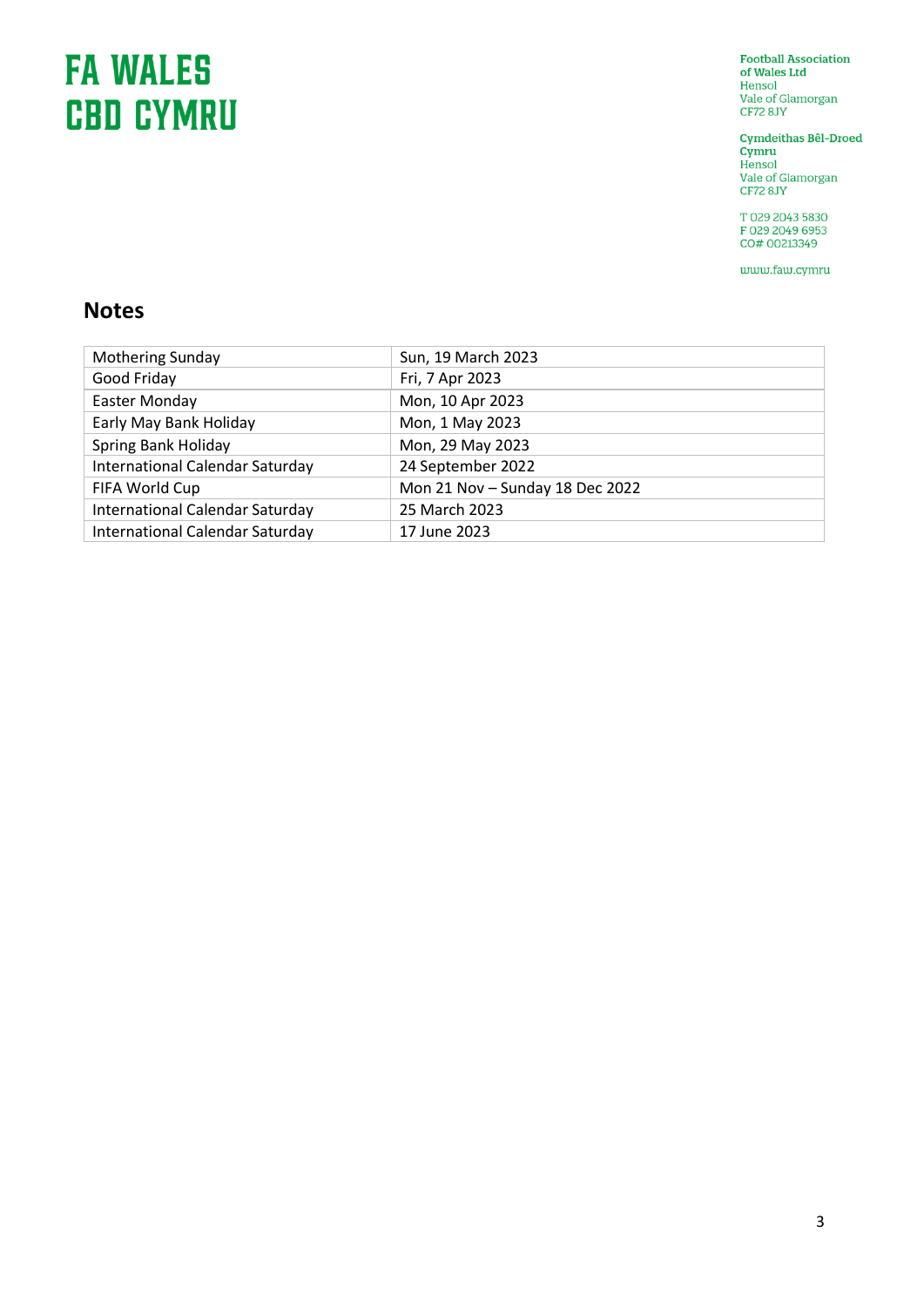# FA WALES
# CBD CYMRU

**Football Association of Wales Ltd**
Hensol
Vale of Glamorgan
CF72 8JY

**Cymdeithas Bêl-Droed Cymru**
Hensol
Vale of Glamorgan
CF72 8JY

T 029 2043 5830
F 029 2049 6953
CO# 00213349

www.faw.cymru

## Notes

| | |
|---|---|
| Mothering Sunday | Sun, 19 March 2023 |
| Good Friday | Fri, 7 Apr 2023 |
| Easter Monday | Mon, 10 Apr 2023 |
| Early May Bank Holiday | Mon, 1 May 2023 |
| Spring Bank Holiday | Mon, 29 May 2023 |
| International Calendar Saturday | 24 September 2022 |
| FIFA World Cup | Mon 21 Nov – Sunday 18 Dec 2022 |
| International Calendar Saturday | 25 March 2023 |
| International Calendar Saturday | 17 June 2023 |